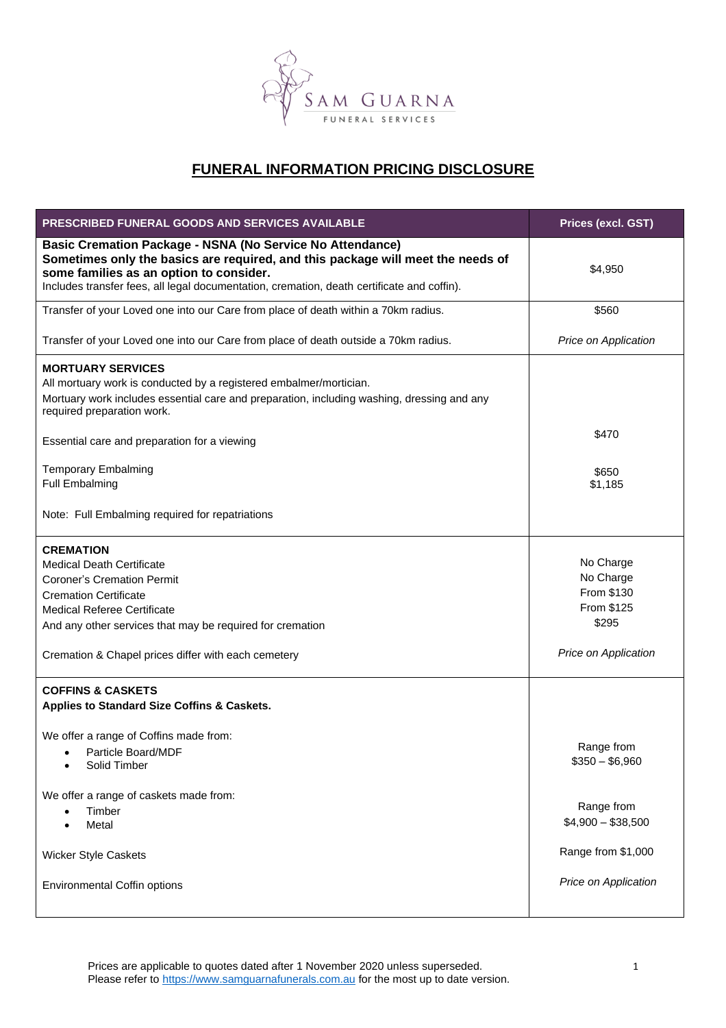SAM GUARNA
FUNERAL SERVICES

# FUNERAL INFORMATION PRICING DISCLOSURE

| PRESCRIBED FUNERAL GOODS AND SERVICES AVAILABLE | Prices (excl. GST) |
|---|---|
| **Basic Cremation Package - NSNA (No Service No Attendance)**<br>**Sometimes only the basics are required, and this package will meet the needs of some families as an option to consider.**<br>Includes transfer fees, all legal documentation, cremation, death certificate and coffin). | $4,950 |
| Transfer of your Loved one into our Care from place of death within a 70km radius. | $560 |
| Transfer of your Loved one into our Care from place of death outside a 70km radius. | *Price on Application* |
| **MORTUARY SERVICES**<br>All mortuary work is conducted by a registered embalmer/mortician.<br>Mortuary work includes essential care and preparation, including washing, dressing and any required preparation work. | |
| Essential care and preparation for a viewing | $470 |
| Temporary Embalming | $650 |
| Full Embalming | $1,185 |
| Note: Full Embalming required for repatriations | |
| **CREMATION** | |
| Medical Death Certificate | No Charge |
| Coroner's Cremation Permit | No Charge |
| Cremation Certificate | From $130 |
| Medical Referee Certificate | From $125 |
| And any other services that may be required for cremation | $295 |
| Cremation & Chapel prices differ with each cemetery | *Price on Application* |
| **COFFINS & CASKETS**<br>**Applies to Standard Size Coffins & Caskets.** | |
| We offer a range of Coffins made from:<br>• Particle Board/MDF<br>• Solid Timber | Range from<br>$350 – $6,960 |
| We offer a range of caskets made from:<br>• Timber<br>• Metal | Range from<br>$4,900 – $38,500 |
| Wicker Style Caskets | Range from $1,000 |
| Environmental Coffin options | *Price on Application* |

Prices are applicable to quotes dated after 1 November 2020 unless superseded.
Please refer to https://www.samguarnafunerals.com.au for the most up to date version.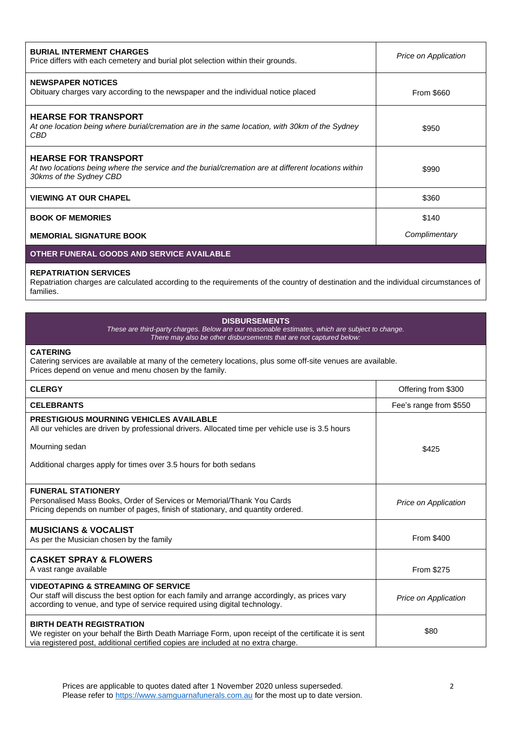| **BURIAL INTERMENT CHARGES**<br>Price differs with each cemetery and burial plot selection within their grounds. | *Price on Application* |
|---|---|
| **NEWSPAPER NOTICES**<br>Obituary charges vary according to the newspaper and the individual notice placed | From $660 |
| **HEARSE FOR TRANSPORT**<br>*At one location being where burial/cremation are in the same location, with 30km of the Sydney CBD* | $950 |
| **HEARSE FOR TRANSPORT**<br>*At two locations being where the service and the burial/cremation are at different locations within 30kms of the Sydney CBD* | $990 |
| **VIEWING AT OUR CHAPEL** | $360 |
| **BOOK OF MEMORIES** | $140 |
| **MEMORIAL SIGNATURE BOOK** | *Complimentary* |

## OTHER FUNERAL GOODS AND SERVICE AVAILABLE

**REPATRIATION SERVICES**
Repatriation charges are calculated according to the requirements of the country of destination and the individual circumstances of families.

## DISBURSEMENTS

*These are third-party charges. Below are our reasonable estimates, which are subject to change. There may also be other disbursements that are not captured below:*

**CATERING**
Catering services are available at many of the cemetery locations, plus some off-site venues are available. Prices depend on venue and menu chosen by the family.

| | |
|---|---|
| **CLERGY** | Offering from $300 |
| **CELEBRANTS** | Fee's range from $550 |
| **PRESTIGIOUS MOURNING VEHICLES AVAILABLE**<br>All our vehicles are driven by professional drivers. Allocated time per vehicle use is 3.5 hours<br><br>Mourning sedan<br><br>Additional charges apply for times over 3.5 hours for both sedans | $425 |
| **FUNERAL STATIONERY**<br>Personalised Mass Books, Order of Services or Memorial/Thank You Cards<br>Pricing depends on number of pages, finish of stationary, and quantity ordered. | *Price on Application* |
| **MUSICIANS & VOCALIST**<br>As per the Musician chosen by the family | From $400 |
| **CASKET SPRAY & FLOWERS**<br>A vast range available | From $275 |
| **VIDEOTAPING & STREAMING OF SERVICE**<br>Our staff will discuss the best option for each family and arrange accordingly, as prices vary according to venue, and type of service required using digital technology. | *Price on Application* |
| **BIRTH DEATH REGISTRATION**<br>We register on your behalf the Birth Death Marriage Form, upon receipt of the certificate it is sent via registered post, additional certified copies are included at no extra charge. | $80 |

Prices are applicable to quotes dated after 1 November 2020 unless superseded.
Please refer to https://www.samguarnafunerals.com.au for the most up to date version.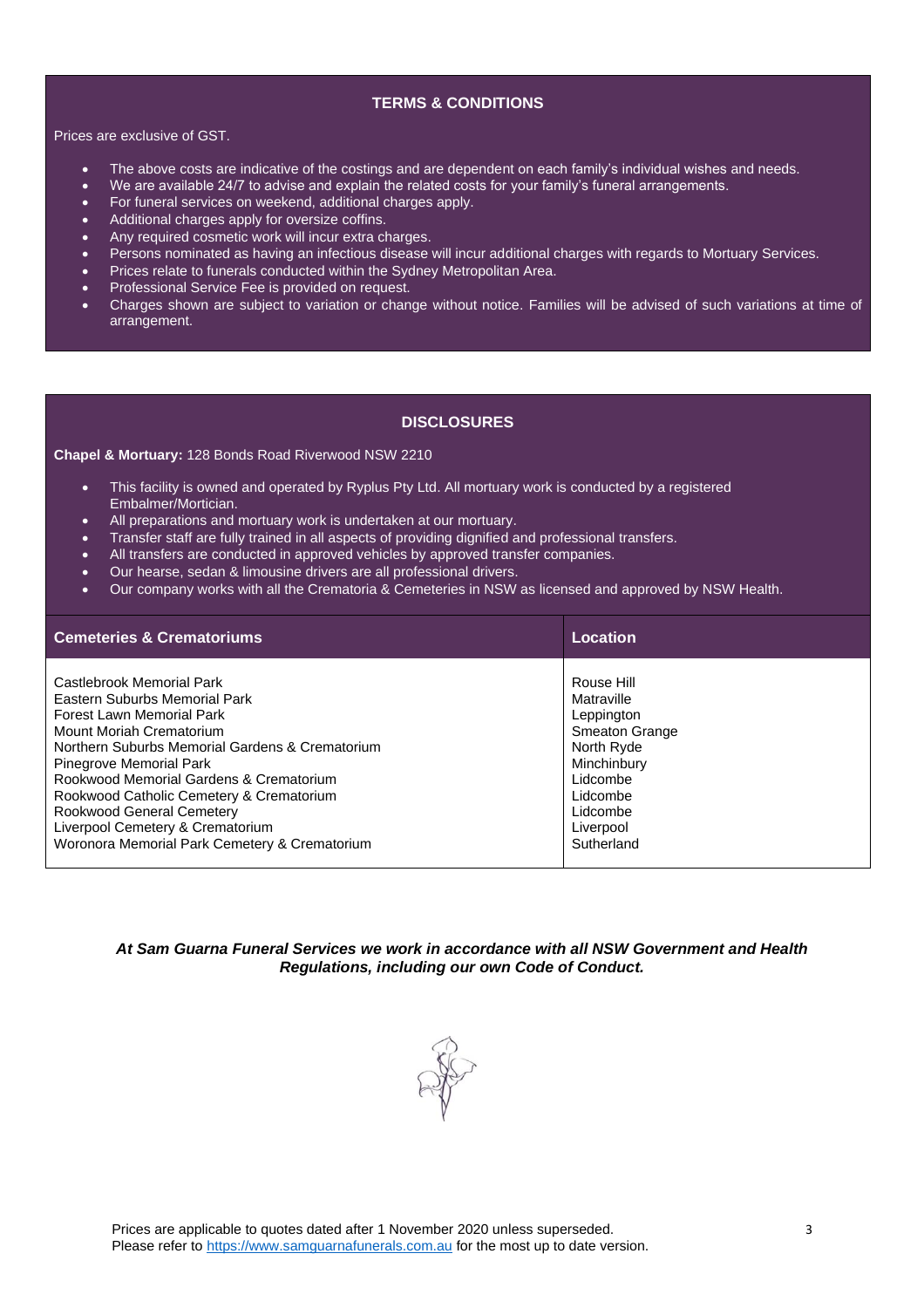## TERMS & CONDITIONS

Prices are exclusive of GST.

- The above costs are indicative of the costings and are dependent on each family's individual wishes and needs.
- We are available 24/7 to advise and explain the related costs for your family's funeral arrangements.
- For funeral services on weekend, additional charges apply.
- Additional charges apply for oversize coffins.
- Any required cosmetic work will incur extra charges.
- Persons nominated as having an infectious disease will incur additional charges with regards to Mortuary Services.
- Prices relate to funerals conducted within the Sydney Metropolitan Area.
- Professional Service Fee is provided on request.
- Charges shown are subject to variation or change without notice. Families will be advised of such variations at time of arrangement.

## DISCLOSURES

**Chapel & Mortuary:** 128 Bonds Road Riverwood NSW 2210

- This facility is owned and operated by Ryplus Pty Ltd. All mortuary work is conducted by a registered Embalmer/Mortician.
- All preparations and mortuary work is undertaken at our mortuary.
- Transfer staff are fully trained in all aspects of providing dignified and professional transfers.
- All transfers are conducted in approved vehicles by approved transfer companies.
- Our hearse, sedan & limousine drivers are all professional drivers.
- Our company works with all the Crematoria & Cemeteries in NSW as licensed and approved by NSW Health.

| Cemeteries & Crematoriums | Location |
|---|---|
| Castlebrook Memorial Park | Rouse Hill |
| Eastern Suburbs Memorial Park | Matraville |
| Forest Lawn Memorial Park | Leppington |
| Mount Moriah Crematorium | Smeaton Grange |
| Northern Suburbs Memorial Gardens & Crematorium | North Ryde |
| Pinegrove Memorial Park | Minchinbury |
| Rookwood Memorial Gardens & Crematorium | Lidcombe |
| Rookwood Catholic Cemetery & Crematorium | Lidcombe |
| Rookwood General Cemetery | Lidcombe |
| Liverpool Cemetery & Crematorium | Liverpool |
| Woronora Memorial Park Cemetery & Crematorium | Sutherland |

***At Sam Guarna Funeral Services we work in accordance with all NSW Government and Health Regulations, including our own Code of Conduct.***

Prices are applicable to quotes dated after 1 November 2020 unless superseded.
Please refer to https://www.samguarnafunerals.com.au for the most up to date version.